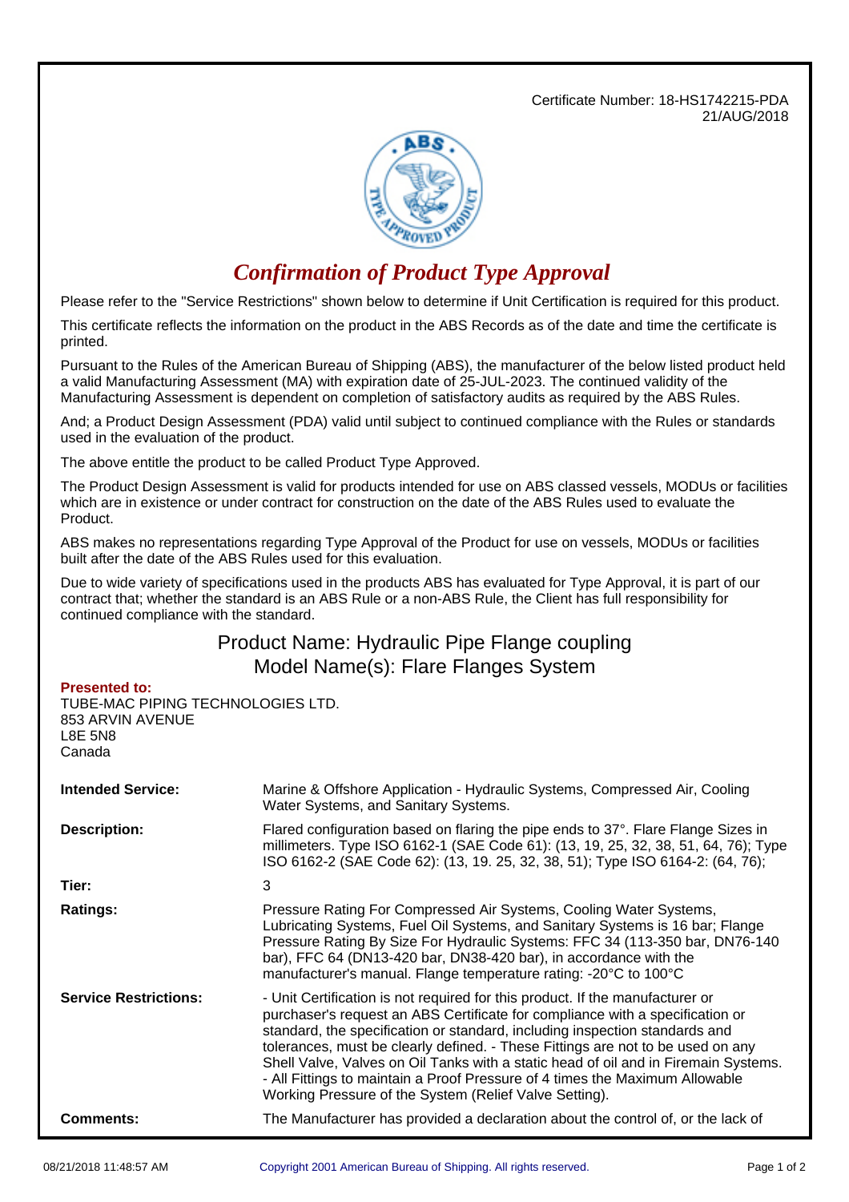Certificate Number: 18-HS1742215-PDA
21/AUG/2018

# *Confirmation of Product Type Approval*

Please refer to the "Service Restrictions" shown below to determine if Unit Certification is required for this product.

This certificate reflects the information on the product in the ABS Records as of the date and time the certificate is printed.

Pursuant to the Rules of the American Bureau of Shipping (ABS), the manufacturer of the below listed product held a valid Manufacturing Assessment (MA) with expiration date of 25-JUL-2023. The continued validity of the Manufacturing Assessment is dependent on completion of satisfactory audits as required by the ABS Rules.

And; a Product Design Assessment (PDA) valid until subject to continued compliance with the Rules or standards used in the evaluation of the product.

The above entitle the product to be called Product Type Approved.

The Product Design Assessment is valid for products intended for use on ABS classed vessels, MODUs or facilities which are in existence or under contract for construction on the date of the ABS Rules used to evaluate the Product.

ABS makes no representations regarding Type Approval of the Product for use on vessels, MODUs or facilities built after the date of the ABS Rules used for this evaluation.

Due to wide variety of specifications used in the products ABS has evaluated for Type Approval, it is part of our contract that; whether the standard is an ABS Rule or a non-ABS Rule, the Client has full responsibility for continued compliance with the standard.

## Product Name: Hydraulic Pipe Flange coupling
## Model Name(s): Flare Flanges System

**Presented to:**
TUBE-MAC PIPING TECHNOLOGIES LTD.
853 ARVIN AVENUE
L8E 5N8
Canada

**Intended Service:** Marine & Offshore Application - Hydraulic Systems, Compressed Air, Cooling Water Systems, and Sanitary Systems.

**Description:** Flared configuration based on flaring the pipe ends to 37°. Flare Flange Sizes in millimeters. Type ISO 6162-1 (SAE Code 61): (13, 19, 25, 32, 38, 51, 64, 76); Type ISO 6162-2 (SAE Code 62): (13, 19. 25, 32, 38, 51); Type ISO 6164-2: (64, 76);

**Tier:** 3

**Ratings:** Pressure Rating For Compressed Air Systems, Cooling Water Systems, Lubricating Systems, Fuel Oil Systems, and Sanitary Systems is 16 bar; Flange Pressure Rating By Size For Hydraulic Systems: FFC 34 (113-350 bar, DN76-140 bar), FFC 64 (DN13-420 bar, DN38-420 bar), in accordance with the manufacturer's manual. Flange temperature rating: -20°C to 100°C

**Service Restrictions:** - Unit Certification is not required for this product. If the manufacturer or purchaser's request an ABS Certificate for compliance with a specification or standard, the specification or standard, including inspection standards and tolerances, must be clearly defined. - These Fittings are not to be used on any Shell Valve, Valves on Oil Tanks with a static head of oil and in Firemain Systems. - All Fittings to maintain a Proof Pressure of 4 times the Maximum Allowable Working Pressure of the System (Relief Valve Setting).

**Comments:** The Manufacturer has provided a declaration about the control of, or the lack of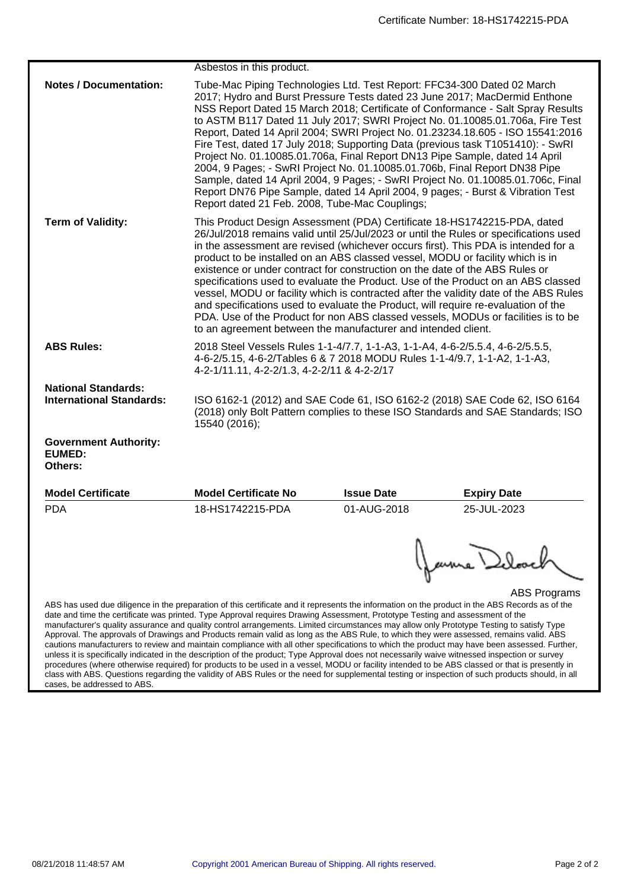Asbestos in this product.

| | |
|---|---|
| **Notes / Documentation:** | Tube-Mac Piping Technologies Ltd. Test Report: FFC34-300 Dated 02 March 2017; Hydro and Burst Pressure Tests dated 23 June 2017; MacDermid Enthone NSS Report Dated 15 March 2018; Certificate of Conformance - Salt Spray Results to ASTM B117 Dated 11 July 2017; SWRI Project No. 01.10085.01.706a, Fire Test Report, Dated 14 April 2004; SWRI Project No. 01.23234.18.605 - ISO 15541:2016 Fire Test, dated 17 July 2018; Supporting Data (previous task T1051410): - SwRI Project No. 01.10085.01.706a, Final Report DN13 Pipe Sample, dated 14 April 2004, 9 Pages; - SwRI Project No. 01.10085.01.706b, Final Report DN38 Pipe Sample, dated 14 April 2004, 9 Pages; - SwRI Project No. 01.10085.01.706c, Final Report DN76 Pipe Sample, dated 14 April 2004, 9 pages; - Burst & Vibration Test Report dated 21 Feb. 2008, Tube-Mac Couplings; |
| **Term of Validity:** | This Product Design Assessment (PDA) Certificate 18-HS1742215-PDA, dated 26/Jul/2018 remains valid until 25/Jul/2023 or until the Rules or specifications used in the assessment are revised (whichever occurs first). This PDA is intended for a product to be installed on an ABS classed vessel, MODU or facility which is in existence or under contract for construction on the date of the ABS Rules or specifications used to evaluate the Product. Use of the Product on an ABS classed vessel, MODU or facility which is contracted after the validity date of the ABS Rules and specifications used to evaluate the Product, will require re-evaluation of the PDA. Use of the Product for non ABS classed vessels, MODUs or facilities is to be to an agreement between the manufacturer and intended client. |
| **ABS Rules:** | 2018 Steel Vessels Rules 1-1-4/7.7, 1-1-A3, 1-1-A4, 4-6-2/5.5.4, 4-6-2/5.5.5, 4-6-2/5.15, 4-6-2/Tables 6 & 7 2018 MODU Rules 1-1-4/9.7, 1-1-A2, 1-1-A3, 4-2-1/11.11, 4-2-2/1.3, 4-2-2/11 & 4-2-2/17 |
| **National Standards:** | |
| **International Standards:** | ISO 6162-1 (2012) and SAE Code 61, ISO 6162-2 (2018) SAE Code 62, ISO 6164 (2018) only Bolt Pattern complies to these ISO Standards and SAE Standards; ISO 15540 (2016); |
| **Government Authority:** | |
| **EUMED:** | |
| **Others:** | |

| Model Certificate | Model Certificate No | Issue Date | Expiry Date |
|---|---|---|---|
| PDA | 18-HS1742215-PDA | 01-AUG-2018 | 25-JUL-2023 |

ABS Programs

ABS has used due diligence in the preparation of this certificate and it represents the information on the product in the ABS Records as of the date and time the certificate was printed. Type Approval requires Drawing Assessment, Prototype Testing and assessment of the manufacturer's quality assurance and quality control arrangements. Limited circumstances may allow only Prototype Testing to satisfy Type Approval. The approvals of Drawings and Products remain valid as long as the ABS Rule, to which they were assessed, remains valid. ABS cautions manufacturers to review and maintain compliance with all other specifications to which the product may have been assessed. Further, unless it is specifically indicated in the description of the product; Type Approval does not necessarily waive witnessed inspection or survey procedures (where otherwise required) for products to be used in a vessel, MODU or facility intended to be ABS classed or that is presently in class with ABS. Questions regarding the validity of ABS Rules or the need for supplemental testing or inspection of such products should, in all cases, be addressed to ABS.